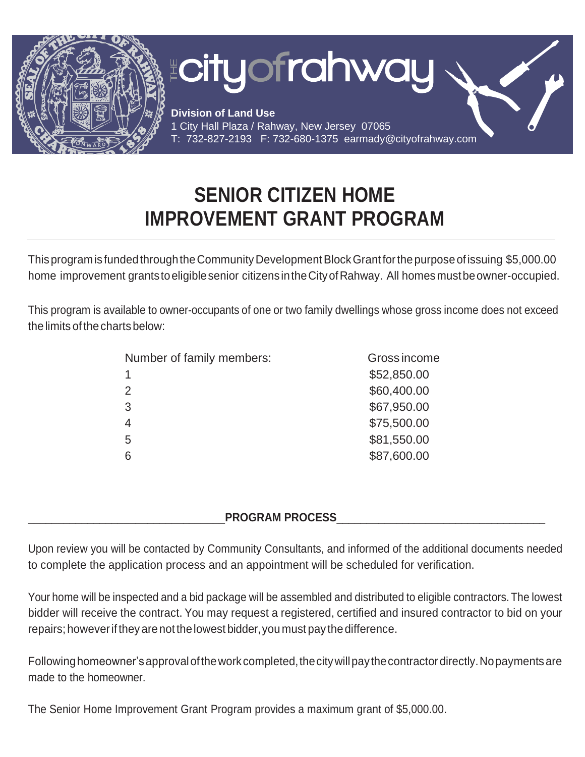# the city of rahway

**Division of Land Use**
1 City Hall Plaza / Rahway, New Jersey 07065
T: 732-827-2193 F: 732-680-1375 earmady@cityofrahway.com

# SENIOR CITIZEN HOME IMPROVEMENT GRANT PROGRAM

This program is funded through the Community Development Block Grant for the purpose of issuing $5,000.00 home improvement grants to eligible senior citizens in the City of Rahway. All homes must be owner-occupied.

This program is available to owner-occupants of one or two family dwellings whose gross income does not exceed the limits of the charts below:

| Number of family members: | Gross income |
| --- | --- |
| 1 | $52,850.00 |
| 2 | $60,400.00 |
| 3 | $67,950.00 |
| 4 | $75,500.00 |
| 5 | $81,550.00 |
| 6 | $87,600.00 |

## PROGRAM PROCESS

Upon review you will be contacted by Community Consultants, and informed of the additional documents needed to complete the application process and an appointment will be scheduled for verification.

Your home will be inspected and a bid package will be assembled and distributed to eligible contractors. The lowest bidder will receive the contract. You may request a registered, certified and insured contractor to bid on your repairs; however if they are not the lowest bidder, you must pay the difference.

Following homeowner's approval of the work completed, the city will pay the contractor directly. No payments are made to the homeowner.

The Senior Home Improvement Grant Program provides a maximum grant of $5,000.00.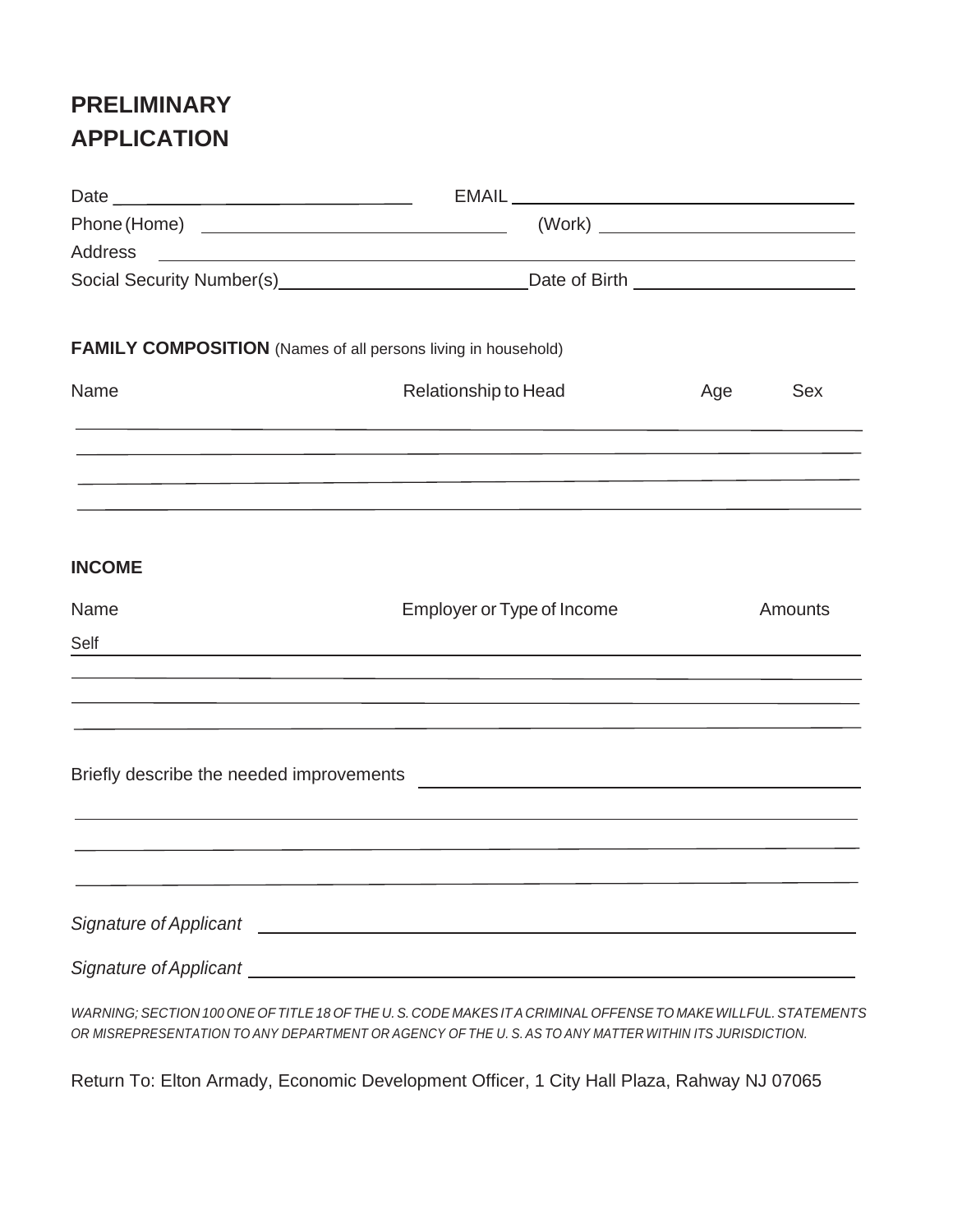# PRELIMINARY APPLICATION

Date ______________________ EMAIL ______________________

Phone (Home) ______________________ (Work) ______________________

Address ____________________________________________

Social Security Number(s) ______________________ Date of Birth ______________________

**FAMILY COMPOSITION** (Names of all persons living in household)

| Name | Relationship to Head | Age | Sex |
|---|---|---|---|
| | | | |
| | | | |
| | | | |
| | | | |

**INCOME**

| Name | Employer or Type of Income | Amounts |
|---|---|---|
| Self | | |
| | | |
| | | |
| | | |

Briefly describe the needed improvements ____________________________________________

____________________________________________

____________________________________________

____________________________________________

*Signature of Applicant* ____________________________________________

*Signature of Applicant* ____________________________________________

*WARNING; SECTION 100 ONE OF TITLE 18 OF THE U. S. CODE MAKES IT A CRIMINAL OFFENSE TO MAKE WILLFUL. STATEMENTS OR MISREPRESENTATION TO ANY DEPARTMENT OR AGENCY OF THE U. S. AS TO ANY MATTER WITHIN ITS JURISDICTION.*

Return To: Elton Armady, Economic Development Officer, 1 City Hall Plaza, Rahway NJ 07065